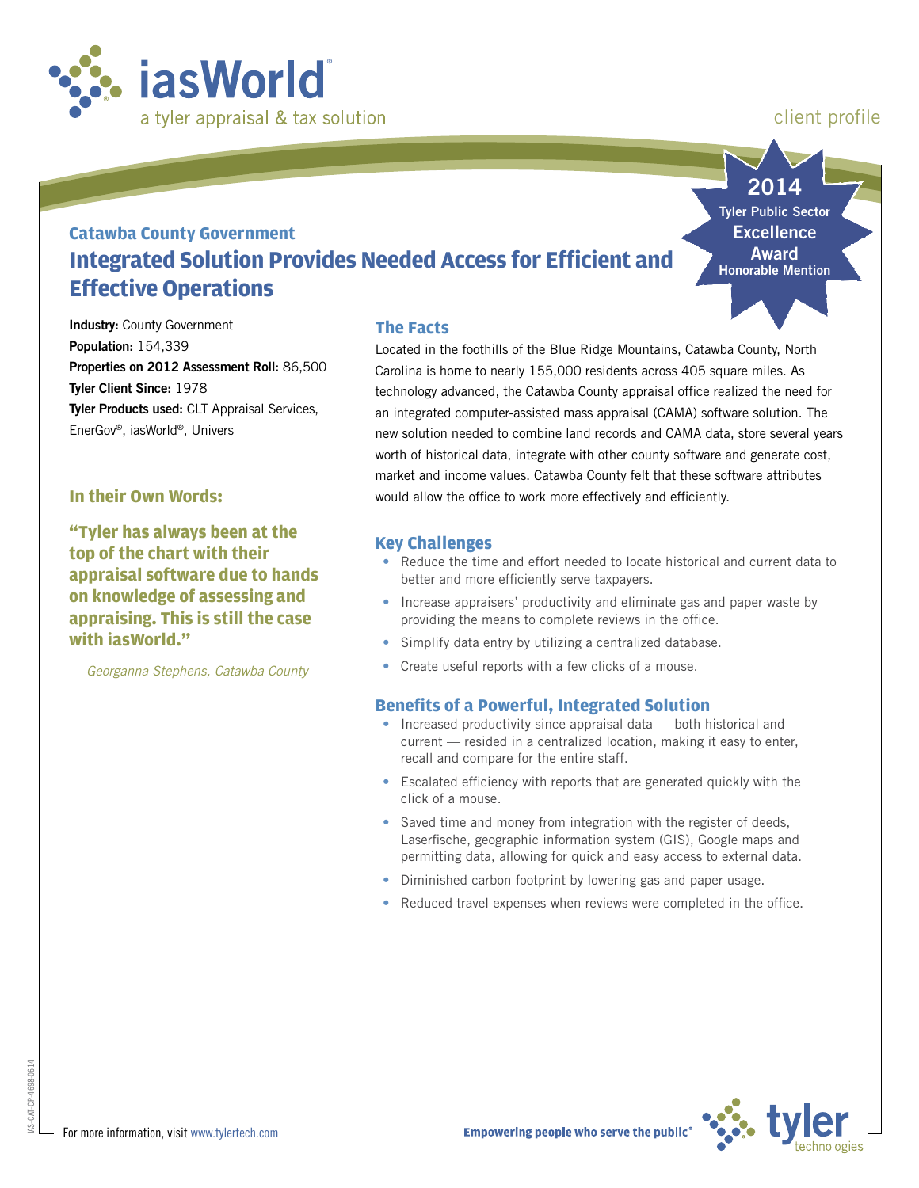iasWorld®
a tyler appraisal & tax solution

client profile

**2014**
**Tyler Public Sector**
**Excellence**
**Award**
**Honorable Mention**

## Catawba County Government

# Integrated Solution Provides Needed Access for Efficient and Effective Operations

**Industry:** County Government
**Population:** 154,339
**Properties on 2012 Assessment Roll:** 86,500
**Tyler Client Since:** 1978
**Tyler Products used:** CLT Appraisal Services, EnerGov®, iasWorld®, Univers

### In their Own Words:

**"Tyler has always been at the top of the chart with their appraisal software due to hands on knowledge of assessing and appraising. This is still the case with iasWorld."**

*— Georganna Stephens, Catawba County*

### The Facts

Located in the foothills of the Blue Ridge Mountains, Catawba County, North Carolina is home to nearly 155,000 residents across 405 square miles. As technology advanced, the Catawba County appraisal office realized the need for an integrated computer-assisted mass appraisal (CAMA) software solution. The new solution needed to combine land records and CAMA data, store several years worth of historical data, integrate with other county software and generate cost, market and income values. Catawba County felt that these software attributes would allow the office to work more effectively and efficiently.

### Key Challenges

- Reduce the time and effort needed to locate historical and current data to better and more efficiently serve taxpayers.
- Increase appraisers' productivity and eliminate gas and paper waste by providing the means to complete reviews in the office.
- Simplify data entry by utilizing a centralized database.
- Create useful reports with a few clicks of a mouse.

### Benefits of a Powerful, Integrated Solution

- Increased productivity since appraisal data — both historical and current — resided in a centralized location, making it easy to enter, recall and compare for the entire staff.
- Escalated efficiency with reports that are generated quickly with the click of a mouse.
- Saved time and money from integration with the register of deeds, Laserfische, geographic information system (GIS), Google maps and permitting data, allowing for quick and easy access to external data.
- Diminished carbon footprint by lowering gas and paper usage.
- Reduced travel expenses when reviews were completed in the office.

IAS-CAT-CP-4698-0614

For more information, visit www.tylertech.com

**Empowering people who serve the public®**

tyler technologies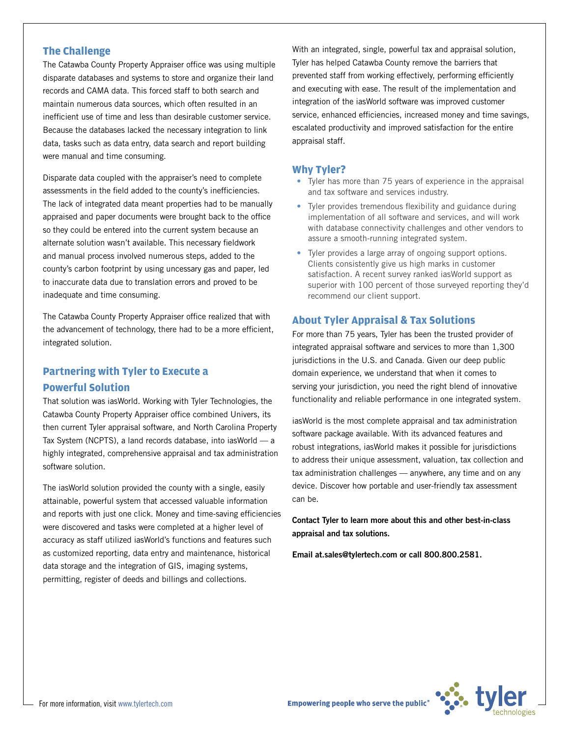## The Challenge

The Catawba County Property Appraiser office was using multiple disparate databases and systems to store and organize their land records and CAMA data. This forced staff to both search and maintain numerous data sources, which often resulted in an inefficient use of time and less than desirable customer service. Because the databases lacked the necessary integration to link data, tasks such as data entry, data search and report building were manual and time consuming.

Disparate data coupled with the appraiser's need to complete assessments in the field added to the county's inefficiencies. The lack of integrated data meant properties had to be manually appraised and paper documents were brought back to the office so they could be entered into the current system because an alternate solution wasn't available. This necessary fieldwork and manual process involved numerous steps, added to the county's carbon footprint by using uncessary gas and paper, led to inaccurate data due to translation errors and proved to be inadequate and time consuming.

The Catawba County Property Appraiser office realized that with the advancement of technology, there had to be a more efficient, integrated solution.

## Partnering with Tyler to Execute a Powerful Solution

That solution was iasWorld. Working with Tyler Technologies, the Catawba County Property Appraiser office combined Univers, its then current Tyler appraisal software, and North Carolina Property Tax System (NCPTS), a land records database, into iasWorld — a highly integrated, comprehensive appraisal and tax administration software solution.

The iasWorld solution provided the county with a single, easily attainable, powerful system that accessed valuable information and reports with just one click. Money and time-saving efficiencies were discovered and tasks were completed at a higher level of accuracy as staff utilized iasWorld's functions and features such as customized reporting, data entry and maintenance, historical data storage and the integration of GIS, imaging systems, permitting, register of deeds and billings and collections.

With an integrated, single, powerful tax and appraisal solution, Tyler has helped Catawba County remove the barriers that prevented staff from working effectively, performing efficiently and executing with ease. The result of the implementation and integration of the iasWorld software was improved customer service, enhanced efficiencies, increased money and time savings, escalated productivity and improved satisfaction for the entire appraisal staff.

## Why Tyler?

- Tyler has more than 75 years of experience in the appraisal and tax software and services industry.
- Tyler provides tremendous flexibility and guidance during implementation of all software and services, and will work with database connectivity challenges and other vendors to assure a smooth-running integrated system.
- Tyler provides a large array of ongoing support options. Clients consistently give us high marks in customer satisfaction. A recent survey ranked iasWorld support as superior with 100 percent of those surveyed reporting they'd recommend our client support.

## About Tyler Appraisal & Tax Solutions

For more than 75 years, Tyler has been the trusted provider of integrated appraisal software and services to more than 1,300 jurisdictions in the U.S. and Canada. Given our deep public domain experience, we understand that when it comes to serving your jurisdiction, you need the right blend of innovative functionality and reliable performance in one integrated system.

iasWorld is the most complete appraisal and tax administration software package available. With its advanced features and robust integrations, iasWorld makes it possible for jurisdictions to address their unique assessment, valuation, tax collection and tax administration challenges — anywhere, any time and on any device. Discover how portable and user-friendly tax assessment can be.

**Contact Tyler to learn more about this and other best-in-class appraisal and tax solutions.**

**Email at.sales@tylertech.com or call 800.800.2581.**

For more information, visit www.tylertech.com

Empowering people who serve the public®